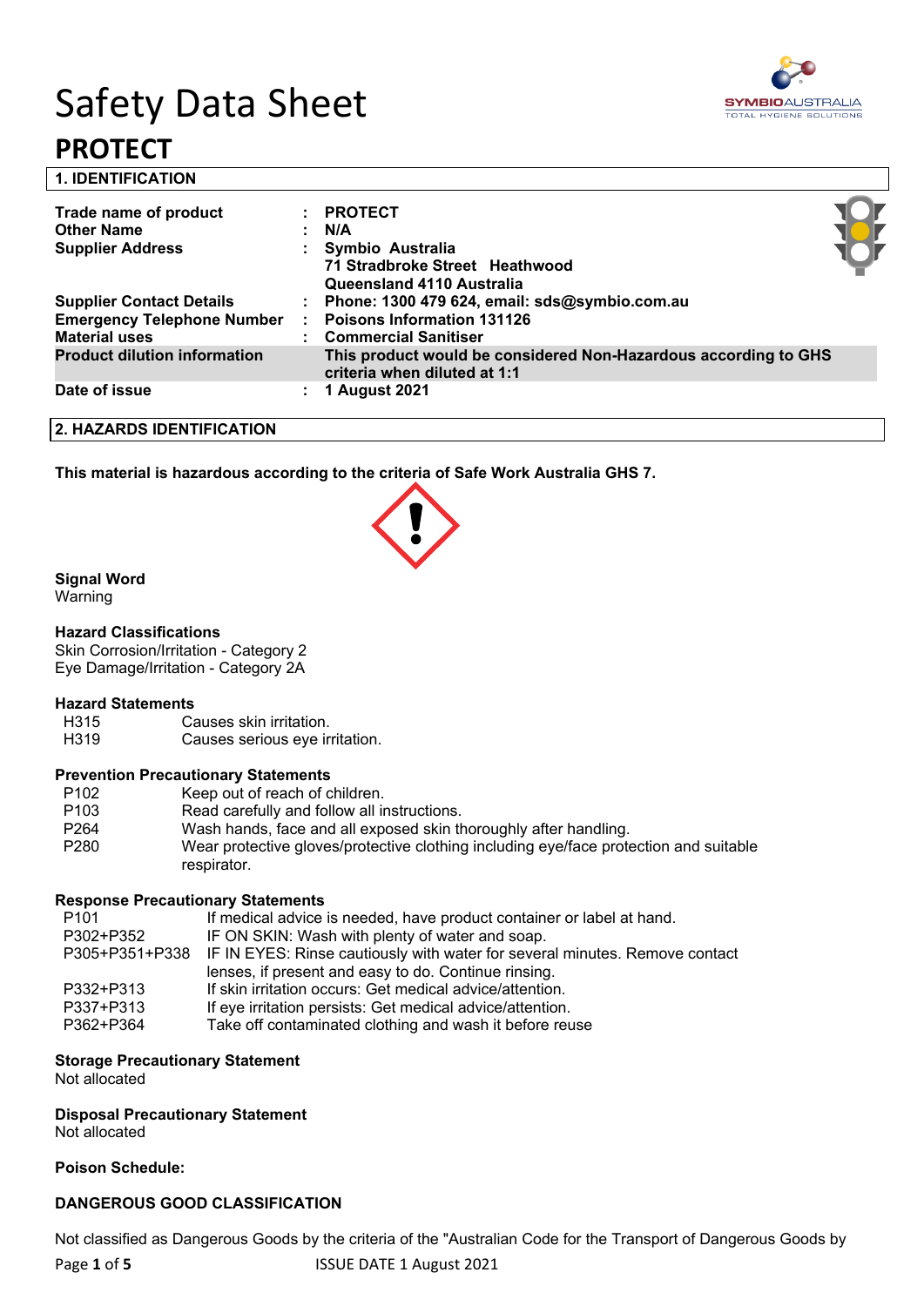# Safety Data Sheet

# PROTECT

## 1. IDENTIFICATION

| | | |
|---|---|---|
| **Trade name of product** | : | **PROTECT** |
| **Other Name** | : | **N/A** |
| **Supplier Address** | : | **Symbio Australia**<br>**71 Stradbroke Street Heathwood**<br>**Queensland 4110 Australia** |
| **Supplier Contact Details** | : | **Phone: 1300 479 624, email: sds@symbio.com.au** |
| **Emergency Telephone Number** | : | **Poisons Information 131126** |
| **Material uses** | : | **Commercial Sanitiser** |
| **Product dilution information** | | **This product would be considered Non-Hazardous according to GHS criteria when diluted at 1:1** |
| **Date of issue** | : | **1 August 2021** |

## 2. HAZARDS IDENTIFICATION

**This material is hazardous according to the criteria of Safe Work Australia GHS 7.**

**Signal Word**
Warning

**Hazard Classifications**
Skin Corrosion/Irritation - Category 2
Eye Damage/Irritation - Category 2A

**Hazard Statements**

| | |
|---|---|
| H315 | Causes skin irritation. |
| H319 | Causes serious eye irritation. |

**Prevention Precautionary Statements**

| | |
|---|---|
| P102 | Keep out of reach of children. |
| P103 | Read carefully and follow all instructions. |
| P264 | Wash hands, face and all exposed skin thoroughly after handling. |
| P280 | Wear protective gloves/protective clothing including eye/face protection and suitable respirator. |

**Response Precautionary Statements**

| | |
|---|---|
| P101 | If medical advice is needed, have product container or label at hand. |
| P302+P352 | IF ON SKIN: Wash with plenty of water and soap. |
| P305+P351+P338 | IF IN EYES: Rinse cautiously with water for several minutes. Remove contact lenses, if present and easy to do. Continue rinsing. |
| P332+P313 | If skin irritation occurs: Get medical advice/attention. |
| P337+P313 | If eye irritation persists: Get medical advice/attention. |
| P362+P364 | Take off contaminated clothing and wash it before reuse |

**Storage Precautionary Statement**
Not allocated

**Disposal Precautionary Statement**
Not allocated

**Poison Schedule:**

**DANGEROUS GOOD CLASSIFICATION**

Not classified as Dangerous Goods by the criteria of the "Australian Code for the Transport of Dangerous Goods by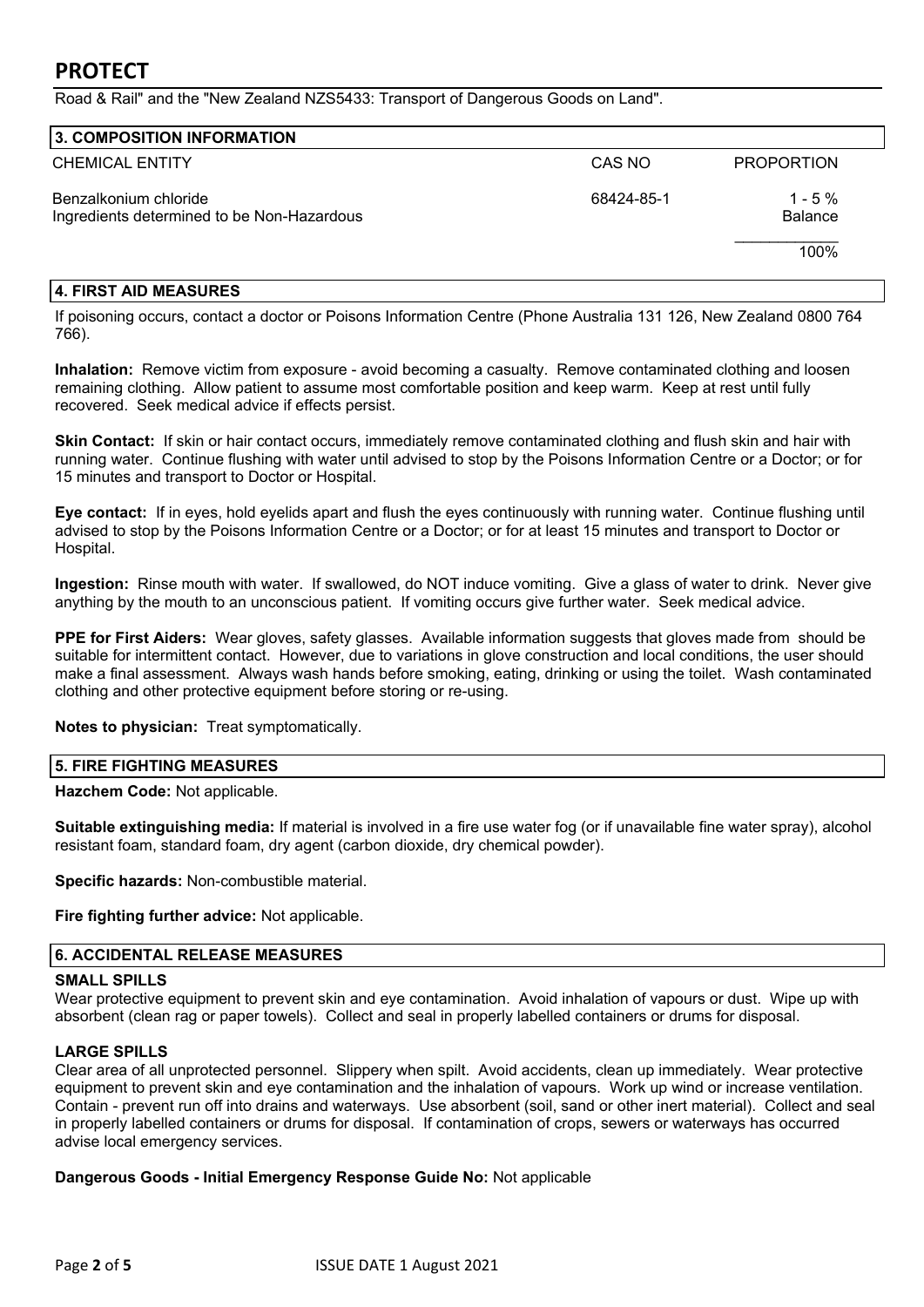Road & Rail" and the "New Zealand NZS5433: Transport of Dangerous Goods on Land".

## 3. COMPOSITION INFORMATION

| CHEMICAL ENTITY | CAS NO | PROPORTION |
|---|---|---|
| Benzalkonium chloride | 68424-85-1 | 1 - 5 % |
| Ingredients determined to be Non-Hazardous | | Balance |
| | | 100% |

## 4. FIRST AID MEASURES

If poisoning occurs, contact a doctor or Poisons Information Centre (Phone Australia 131 126, New Zealand 0800 764 766).

**Inhalation:** Remove victim from exposure - avoid becoming a casualty. Remove contaminated clothing and loosen remaining clothing. Allow patient to assume most comfortable position and keep warm. Keep at rest until fully recovered. Seek medical advice if effects persist.

**Skin Contact:** If skin or hair contact occurs, immediately remove contaminated clothing and flush skin and hair with running water. Continue flushing with water until advised to stop by the Poisons Information Centre or a Doctor; or for 15 minutes and transport to Doctor or Hospital.

**Eye contact:** If in eyes, hold eyelids apart and flush the eyes continuously with running water. Continue flushing until advised to stop by the Poisons Information Centre or a Doctor; or for at least 15 minutes and transport to Doctor or Hospital.

**Ingestion:** Rinse mouth with water. If swallowed, do NOT induce vomiting. Give a glass of water to drink. Never give anything by the mouth to an unconscious patient. If vomiting occurs give further water. Seek medical advice.

**PPE for First Aiders:** Wear gloves, safety glasses. Available information suggests that gloves made from should be suitable for intermittent contact. However, due to variations in glove construction and local conditions, the user should make a final assessment. Always wash hands before smoking, eating, drinking or using the toilet. Wash contaminated clothing and other protective equipment before storing or re-using.

**Notes to physician:** Treat symptomatically.

## 5. FIRE FIGHTING MEASURES

**Hazchem Code:** Not applicable.

**Suitable extinguishing media:** If material is involved in a fire use water fog (or if unavailable fine water spray), alcohol resistant foam, standard foam, dry agent (carbon dioxide, dry chemical powder).

**Specific hazards:** Non-combustible material.

**Fire fighting further advice:** Not applicable.

## 6. ACCIDENTAL RELEASE MEASURES

### SMALL SPILLS

Wear protective equipment to prevent skin and eye contamination. Avoid inhalation of vapours or dust. Wipe up with absorbent (clean rag or paper towels). Collect and seal in properly labelled containers or drums for disposal.

### LARGE SPILLS

Clear area of all unprotected personnel. Slippery when spilt. Avoid accidents, clean up immediately. Wear protective equipment to prevent skin and eye contamination and the inhalation of vapours. Work up wind or increase ventilation. Contain - prevent run off into drains and waterways. Use absorbent (soil, sand or other inert material). Collect and seal in properly labelled containers or drums for disposal. If contamination of crops, sewers or waterways has occurred advise local emergency services.

**Dangerous Goods - Initial Emergency Response Guide No:** Not applicable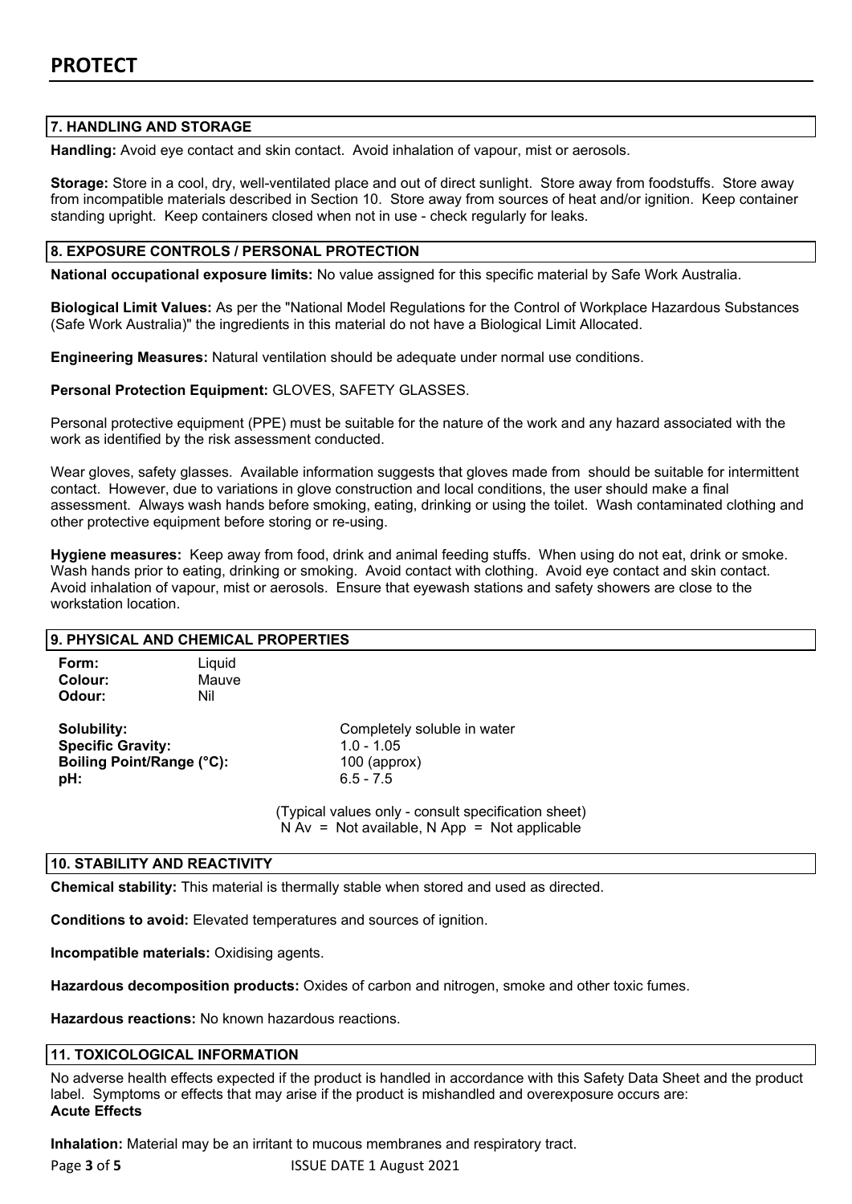## 7. HANDLING AND STORAGE

**Handling:** Avoid eye contact and skin contact. Avoid inhalation of vapour, mist or aerosols.

**Storage:** Store in a cool, dry, well-ventilated place and out of direct sunlight. Store away from foodstuffs. Store away from incompatible materials described in Section 10. Store away from sources of heat and/or ignition. Keep container standing upright. Keep containers closed when not in use - check regularly for leaks.

## 8. EXPOSURE CONTROLS / PERSONAL PROTECTION

**National occupational exposure limits:** No value assigned for this specific material by Safe Work Australia.

**Biological Limit Values:** As per the "National Model Regulations for the Control of Workplace Hazardous Substances (Safe Work Australia)" the ingredients in this material do not have a Biological Limit Allocated.

**Engineering Measures:** Natural ventilation should be adequate under normal use conditions.

**Personal Protection Equipment:** GLOVES, SAFETY GLASSES.

Personal protective equipment (PPE) must be suitable for the nature of the work and any hazard associated with the work as identified by the risk assessment conducted.

Wear gloves, safety glasses. Available information suggests that gloves made from should be suitable for intermittent contact. However, due to variations in glove construction and local conditions, the user should make a final assessment. Always wash hands before smoking, eating, drinking or using the toilet. Wash contaminated clothing and other protective equipment before storing or re-using.

**Hygiene measures:** Keep away from food, drink and animal feeding stuffs. When using do not eat, drink or smoke. Wash hands prior to eating, drinking or smoking. Avoid contact with clothing. Avoid eye contact and skin contact. Avoid inhalation of vapour, mist or aerosols. Ensure that eyewash stations and safety showers are close to the workstation location.

## 9. PHYSICAL AND CHEMICAL PROPERTIES

**Form:** Liquid
**Colour:** Mauve
**Odour:** Nil

**Solubility:** Completely soluble in water
**Specific Gravity:** 1.0 - 1.05
**Boiling Point/Range (°C):** 100 (approx)
**pH:** 6.5 - 7.5

(Typical values only - consult specification sheet)
N Av = Not available, N App = Not applicable

## 10. STABILITY AND REACTIVITY

**Chemical stability:** This material is thermally stable when stored and used as directed.

**Conditions to avoid:** Elevated temperatures and sources of ignition.

**Incompatible materials:** Oxidising agents.

**Hazardous decomposition products:** Oxides of carbon and nitrogen, smoke and other toxic fumes.

**Hazardous reactions:** No known hazardous reactions.

## 11. TOXICOLOGICAL INFORMATION

No adverse health effects expected if the product is handled in accordance with this Safety Data Sheet and the product label. Symptoms or effects that may arise if the product is mishandled and overexposure occurs are:
**Acute Effects**

**Inhalation:** Material may be an irritant to mucous membranes and respiratory tract.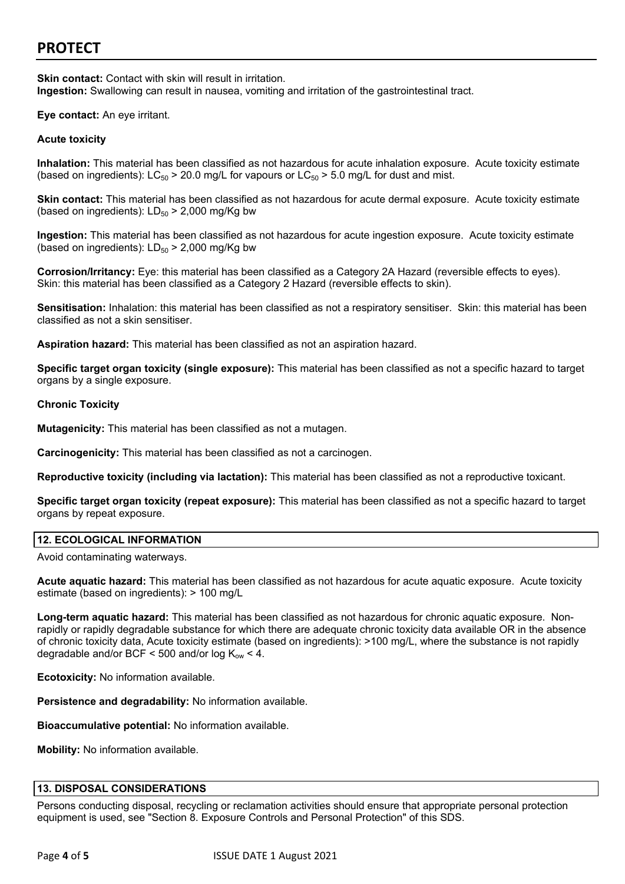**Skin contact:** Contact with skin will result in irritation.
**Ingestion:** Swallowing can result in nausea, vomiting and irritation of the gastrointestinal tract.

**Eye contact:** An eye irritant.

**Acute toxicity**

**Inhalation:** This material has been classified as not hazardous for acute inhalation exposure. Acute toxicity estimate (based on ingredients): $LC_{50}$ > 20.0 mg/L for vapours or $LC_{50}$ > 5.0 mg/L for dust and mist.

**Skin contact:** This material has been classified as not hazardous for acute dermal exposure. Acute toxicity estimate (based on ingredients): $LD_{50}$ > 2,000 mg/Kg bw

**Ingestion:** This material has been classified as not hazardous for acute ingestion exposure. Acute toxicity estimate (based on ingredients): $LD_{50}$ > 2,000 mg/Kg bw

**Corrosion/Irritancy:** Eye: this material has been classified as a Category 2A Hazard (reversible effects to eyes). Skin: this material has been classified as a Category 2 Hazard (reversible effects to skin).

**Sensitisation:** Inhalation: this material has been classified as not a respiratory sensitiser. Skin: this material has been classified as not a skin sensitiser.

**Aspiration hazard:** This material has been classified as not an aspiration hazard.

**Specific target organ toxicity (single exposure):** This material has been classified as not a specific hazard to target organs by a single exposure.

**Chronic Toxicity**

**Mutagenicity:** This material has been classified as not a mutagen.

**Carcinogenicity:** This material has been classified as not a carcinogen.

**Reproductive toxicity (including via lactation):** This material has been classified as not a reproductive toxicant.

**Specific target organ toxicity (repeat exposure):** This material has been classified as not a specific hazard to target organs by repeat exposure.

## 12. ECOLOGICAL INFORMATION

Avoid contaminating waterways.

**Acute aquatic hazard:** This material has been classified as not hazardous for acute aquatic exposure. Acute toxicity estimate (based on ingredients): > 100 mg/L

**Long-term aquatic hazard:** This material has been classified as not hazardous for chronic aquatic exposure. Non-rapidly or rapidly degradable substance for which there are adequate chronic toxicity data available OR in the absence of chronic toxicity data, Acute toxicity estimate (based on ingredients): >100 mg/L, where the substance is not rapidly degradable and/or BCF < 500 and/or log $K_{ow}$ < 4.

**Ecotoxicity:** No information available.

**Persistence and degradability:** No information available.

**Bioaccumulative potential:** No information available.

**Mobility:** No information available.

## 13. DISPOSAL CONSIDERATIONS

Persons conducting disposal, recycling or reclamation activities should ensure that appropriate personal protection equipment is used, see "Section 8. Exposure Controls and Personal Protection" of this SDS.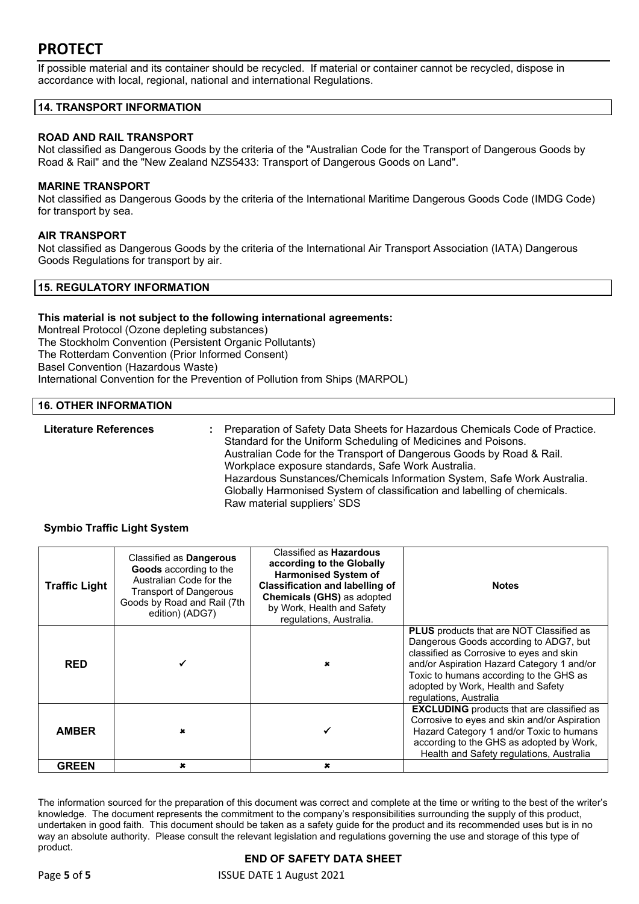# PROTECT

If possible material and its container should be recycled. If material or container cannot be recycled, dispose in accordance with local, regional, national and international Regulations.

## 14. TRANSPORT INFORMATION

**ROAD AND RAIL TRANSPORT**

Not classified as Dangerous Goods by the criteria of the "Australian Code for the Transport of Dangerous Goods by Road & Rail" and the "New Zealand NZS5433: Transport of Dangerous Goods on Land".

**MARINE TRANSPORT**

Not classified as Dangerous Goods by the criteria of the International Maritime Dangerous Goods Code (IMDG Code) for transport by sea.

**AIR TRANSPORT**

Not classified as Dangerous Goods by the criteria of the International Air Transport Association (IATA) Dangerous Goods Regulations for transport by air.

## 15. REGULATORY INFORMATION

**This material is not subject to the following international agreements:**

Montreal Protocol (Ozone depleting substances)
The Stockholm Convention (Persistent Organic Pollutants)
The Rotterdam Convention (Prior Informed Consent)
Basel Convention (Hazardous Waste)
International Convention for the Prevention of Pollution from Ships (MARPOL)

## 16. OTHER INFORMATION

**Literature References** : Preparation of Safety Data Sheets for Hazardous Chemicals Code of Practice.
Standard for the Uniform Scheduling of Medicines and Poisons.
Australian Code for the Transport of Dangerous Goods by Road & Rail.
Workplace exposure standards, Safe Work Australia.
Hazardous Sunstances/Chemicals Information System, Safe Work Australia.
Globally Harmonised System of classification and labelling of chemicals.
Raw material suppliers' SDS

**Symbio Traffic Light System**

| Traffic Light | Classified as **Dangerous Goods** according to the Australian Code for the Transport of Dangerous Goods by Road and Rail (7th edition) (ADG7) | Classified as **Hazardous according to the Globally Harmonised System of Classification and labelling of Chemicals (GHS)** as adopted by Work, Health and Safety regulations, Australia. | Notes |
|---|---|---|---|
| **RED** | ✓ | ✗ | **PLUS** products that are NOT Classified as Dangerous Goods according to ADG7, but classified as Corrosive to eyes and skin and/or Aspiration Hazard Category 1 and/or Toxic to humans according to the GHS as adopted by Work, Health and Safety regulations, Australia |
| **AMBER** | ✗ | ✓ | **EXCLUDING** products that are classified as Corrosive to eyes and skin and/or Aspiration Hazard Category 1 and/or Toxic to humans according to the GHS as adopted by Work, Health and Safety regulations, Australia |
| **GREEN** | ✗ | ✗ | |

The information sourced for the preparation of this document was correct and complete at the time or writing to the best of the writer's knowledge. The document represents the commitment to the company's responsibilities surrounding the supply of this product, undertaken in good faith. This document should be taken as a safety guide for the product and its recommended uses but is in no way an absolute authority. Please consult the relevant legislation and regulations governing the use and storage of this type of product.

**END OF SAFETY DATA SHEET**

ISSUE DATE 1 August 2021